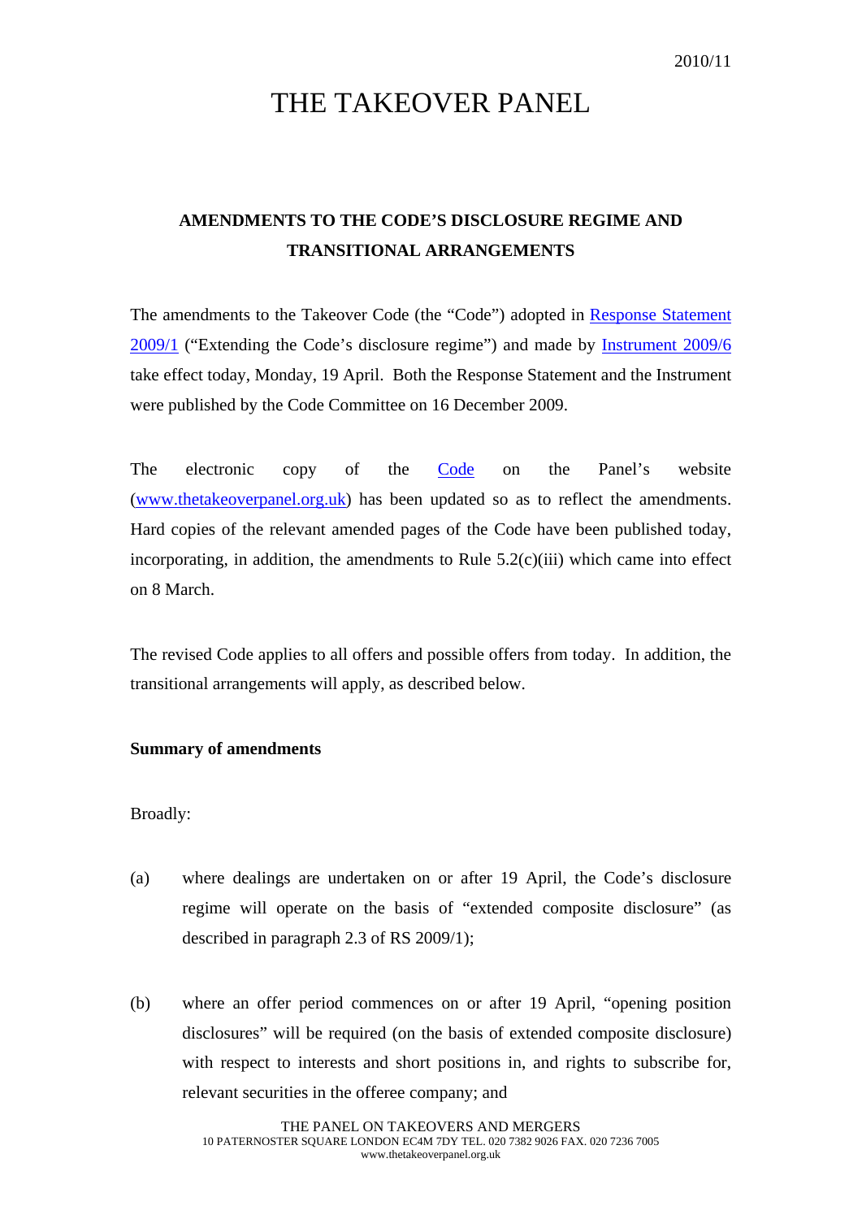2010/11

# THE TAKEOVER PANEL

## AMENDMENTS TO THE CODE'S DISCLOSURE REGIME AND TRANSITIONAL ARRANGEMENTS

The amendments to the Takeover Code (the "Code") adopted in Response Statement 2009/1 ("Extending the Code's disclosure regime") and made by Instrument 2009/6 take effect today, Monday, 19 April. Both the Response Statement and the Instrument were published by the Code Committee on 16 December 2009.

The electronic copy of the Code on the Panel's website (www.thetakeoverpanel.org.uk) has been updated so as to reflect the amendments. Hard copies of the relevant amended pages of the Code have been published today, incorporating, in addition, the amendments to Rule 5.2(c)(iii) which came into effect on 8 March.

The revised Code applies to all offers and possible offers from today. In addition, the transitional arrangements will apply, as described below.

**Summary of amendments**

Broadly:

(a) where dealings are undertaken on or after 19 April, the Code's disclosure regime will operate on the basis of "extended composite disclosure" (as described in paragraph 2.3 of RS 2009/1);

(b) where an offer period commences on or after 19 April, "opening position disclosures" will be required (on the basis of extended composite disclosure) with respect to interests and short positions in, and rights to subscribe for, relevant securities in the offeree company; and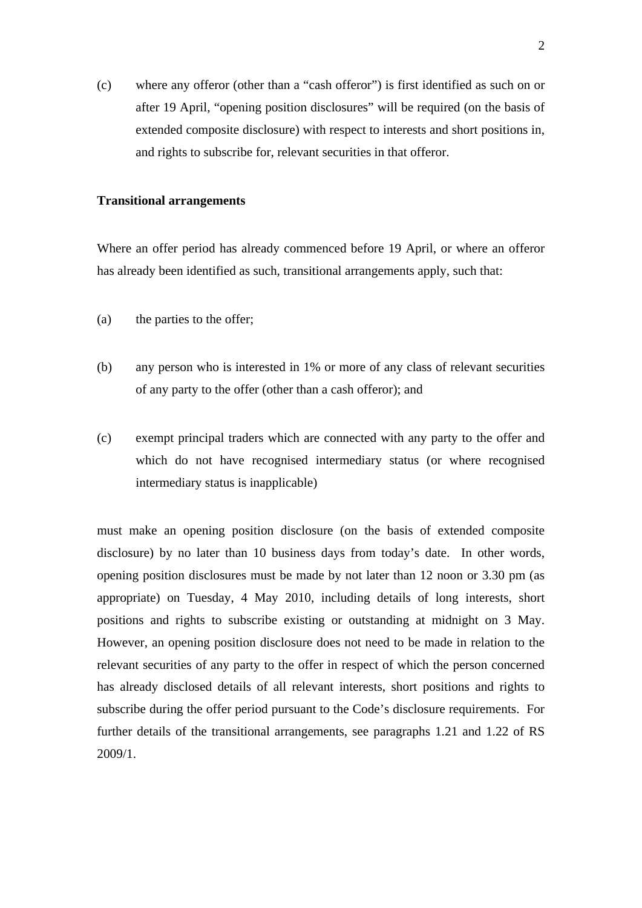(c) where any offeror (other than a "cash offeror") is first identified as such on or after 19 April, "opening position disclosures" will be required (on the basis of extended composite disclosure) with respect to interests and short positions in, and rights to subscribe for, relevant securities in that offeror.

**Transitional arrangements**

Where an offer period has already commenced before 19 April, or where an offeror has already been identified as such, transitional arrangements apply, such that:

(a) the parties to the offer;

(b) any person who is interested in 1% or more of any class of relevant securities of any party to the offer (other than a cash offeror); and

(c) exempt principal traders which are connected with any party to the offer and which do not have recognised intermediary status (or where recognised intermediary status is inapplicable)

must make an opening position disclosure (on the basis of extended composite disclosure) by no later than 10 business days from today's date. In other words, opening position disclosures must be made by not later than 12 noon or 3.30 pm (as appropriate) on Tuesday, 4 May 2010, including details of long interests, short positions and rights to subscribe existing or outstanding at midnight on 3 May. However, an opening position disclosure does not need to be made in relation to the relevant securities of any party to the offer in respect of which the person concerned has already disclosed details of all relevant interests, short positions and rights to subscribe during the offer period pursuant to the Code's disclosure requirements. For further details of the transitional arrangements, see paragraphs 1.21 and 1.22 of RS 2009/1.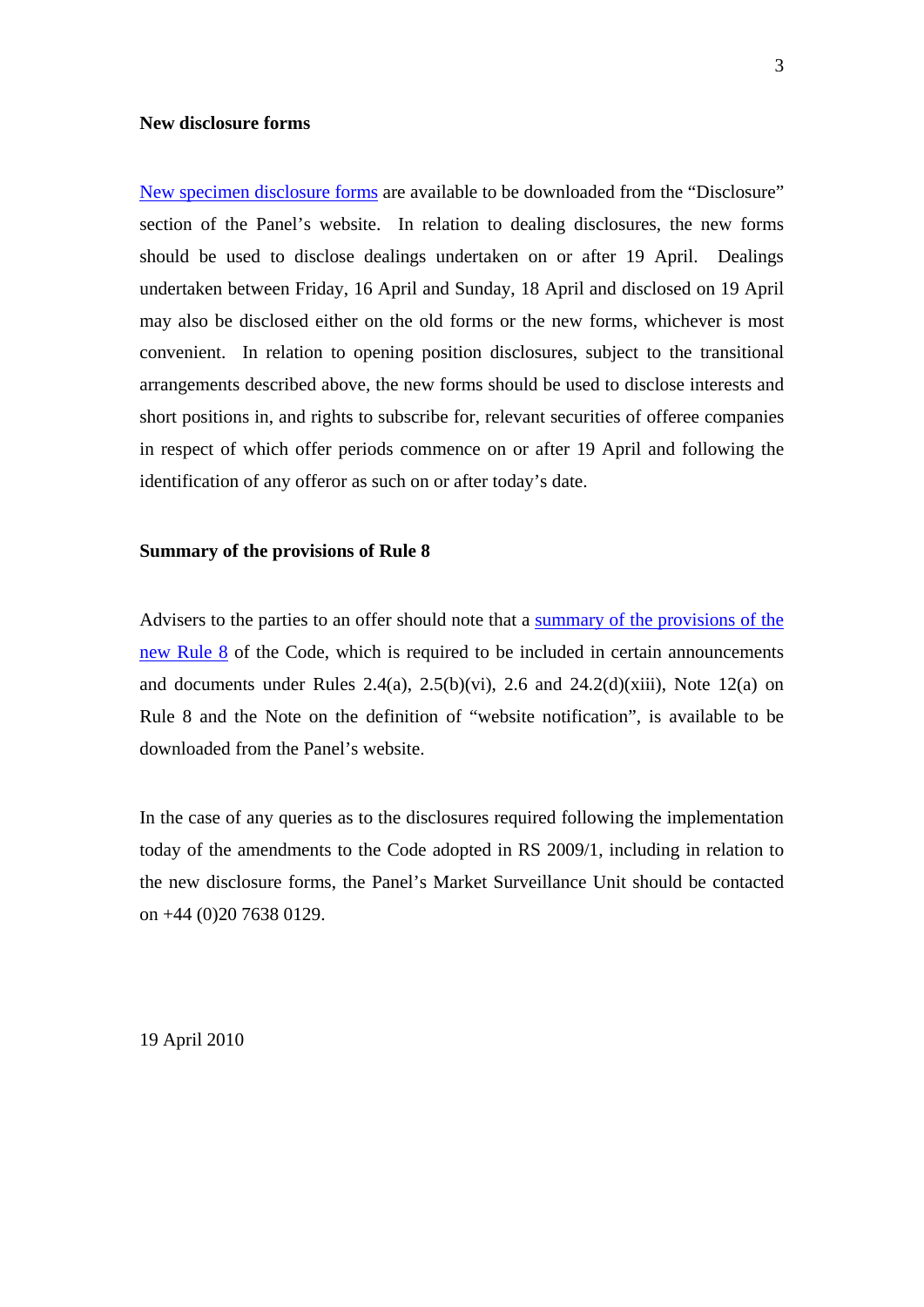**New disclosure forms**

New specimen disclosure forms are available to be downloaded from the "Disclosure" section of the Panel's website. In relation to dealing disclosures, the new forms should be used to disclose dealings undertaken on or after 19 April. Dealings undertaken between Friday, 16 April and Sunday, 18 April and disclosed on 19 April may also be disclosed either on the old forms or the new forms, whichever is most convenient. In relation to opening position disclosures, subject to the transitional arrangements described above, the new forms should be used to disclose interests and short positions in, and rights to subscribe for, relevant securities of offeree companies in respect of which offer periods commence on or after 19 April and following the identification of any offeror as such on or after today's date.

**Summary of the provisions of Rule 8**

Advisers to the parties to an offer should note that a summary of the provisions of the new Rule 8 of the Code, which is required to be included in certain announcements and documents under Rules 2.4(a), 2.5(b)(vi), 2.6 and 24.2(d)(xiii), Note 12(a) on Rule 8 and the Note on the definition of "website notification", is available to be downloaded from the Panel's website.

In the case of any queries as to the disclosures required following the implementation today of the amendments to the Code adopted in RS 2009/1, including in relation to the new disclosure forms, the Panel's Market Surveillance Unit should be contacted on +44 (0)20 7638 0129.

19 April 2010